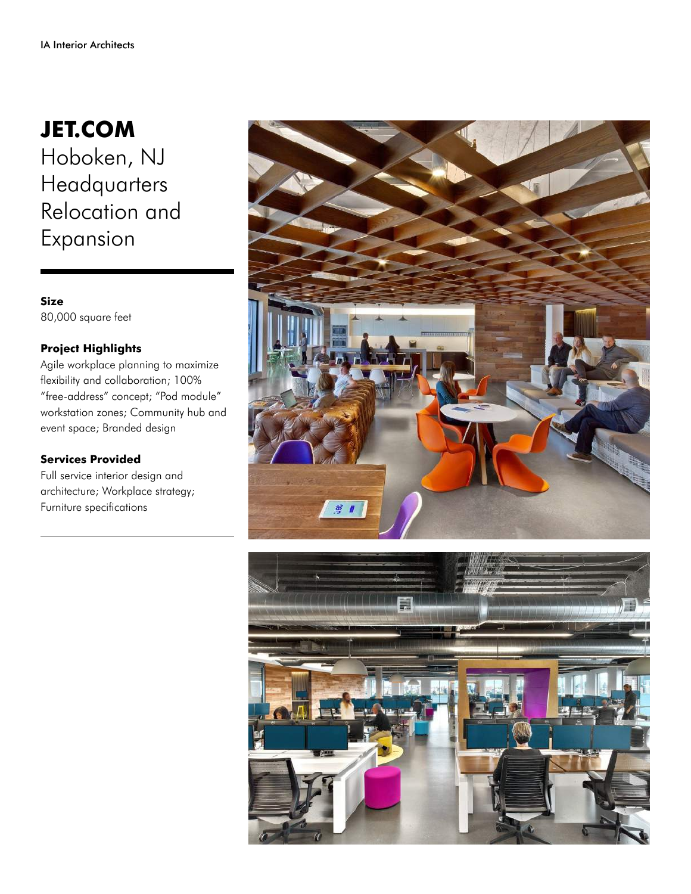# JET.COM

## Hoboken, NJ Headquarters Relocation and Expansion

**Size**
80,000 square feet

**Project Highlights**
Agile workplace planning to maximize flexibility and collaboration; 100% "free-address" concept; "Pod module" workstation zones; Community hub and event space; Branded design

**Services Provided**
Full service interior design and architecture; Workplace strategy; Furniture specifications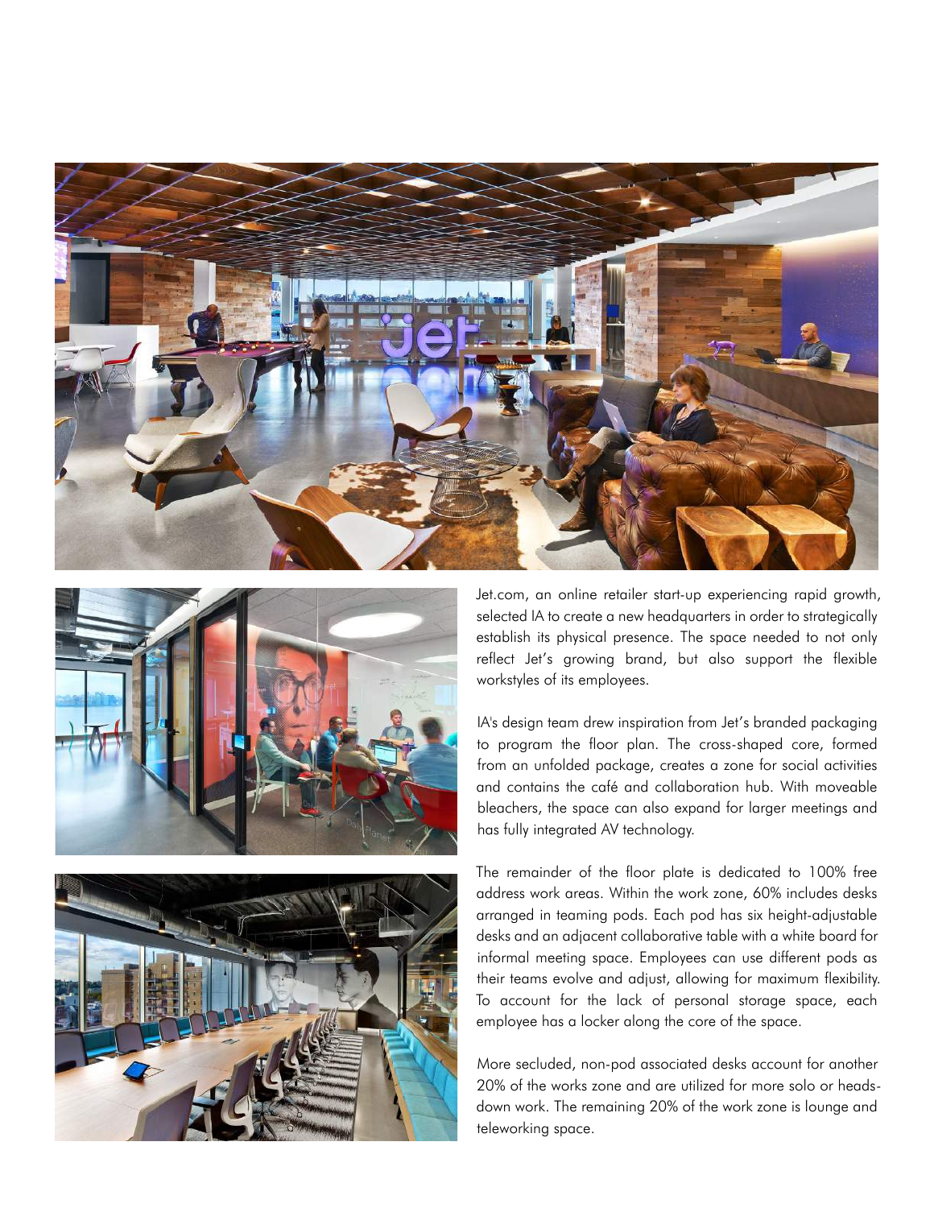Jet.com, an online retailer start-up experiencing rapid growth, selected IA to create a new headquarters in order to strategically establish its physical presence. The space needed to not only reflect Jet's growing brand, but also support the flexible workstyles of its employees.

IA's design team drew inspiration from Jet's branded packaging to program the floor plan. The cross-shaped core, formed from an unfolded package, creates a zone for social activities and contains the café and collaboration hub. With moveable bleachers, the space can also expand for larger meetings and has fully integrated AV technology.

The remainder of the floor plate is dedicated to 100% free address work areas. Within the work zone, 60% includes desks arranged in teaming pods. Each pod has six height-adjustable desks and an adjacent collaborative table with a white board for informal meeting space. Employees can use different pods as their teams evolve and adjust, allowing for maximum flexibility. To account for the lack of personal storage space, each employee has a locker along the core of the space.

More secluded, non-pod associated desks account for another 20% of the works zone and are utilized for more solo or heads-down work. The remaining 20% of the work zone is lounge and teleworking space.